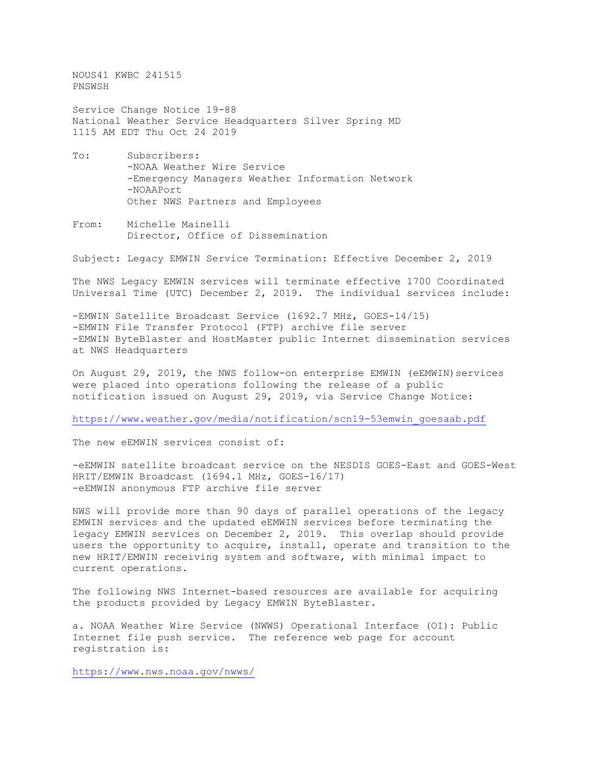NOUS41 KWBC 241515
PNSWSH

Service Change Notice 19-88
National Weather Service Headquarters Silver Spring MD
1115 AM EDT Thu Oct 24 2019

To: Subscribers:
-NOAA Weather Wire Service
-Emergency Managers Weather Information Network
-NOAAPort
Other NWS Partners and Employees

From: Michelle Mainelli
Director, Office of Dissemination

Subject: Legacy EMWIN Service Termination: Effective December 2, 2019

The NWS Legacy EMWIN services will terminate effective 1700 Coordinated Universal Time (UTC) December 2, 2019. The individual services include:

-EMWIN Satellite Broadcast Service (1692.7 MHz, GOES-14/15)
-EMWIN File Transfer Protocol (FTP) archive file server
-EMWIN ByteBlaster and HostMaster public Internet dissemination services at NWS Headquarters

On August 29, 2019, the NWS follow-on enterprise EMWIN (eEMWIN)services were placed into operations following the release of a public notification issued on August 29, 2019, via Service Change Notice:

https://www.weather.gov/media/notification/scn19-53emwin_goesaab.pdf

The new eEMWIN services consist of:

-eEMWIN satellite broadcast service on the NESDIS GOES-East and GOES-West HRIT/EMWIN Broadcast (1694.1 MHz, GOES-16/17)
-eEMWIN anonymous FTP archive file server

NWS will provide more than 90 days of parallel operations of the legacy EMWIN services and the updated eEMWIN services before terminating the legacy EMWIN services on December 2, 2019. This overlap should provide users the opportunity to acquire, install, operate and transition to the new HRIT/EMWIN receiving system and software, with minimal impact to current operations.

The following NWS Internet-based resources are available for acquiring the products provided by Legacy EMWIN ByteBlaster.

a. NOAA Weather Wire Service (NWWS) Operational Interface (OI): Public Internet file push service. The reference web page for account registration is:

https://www.nws.noaa.gov/nwws/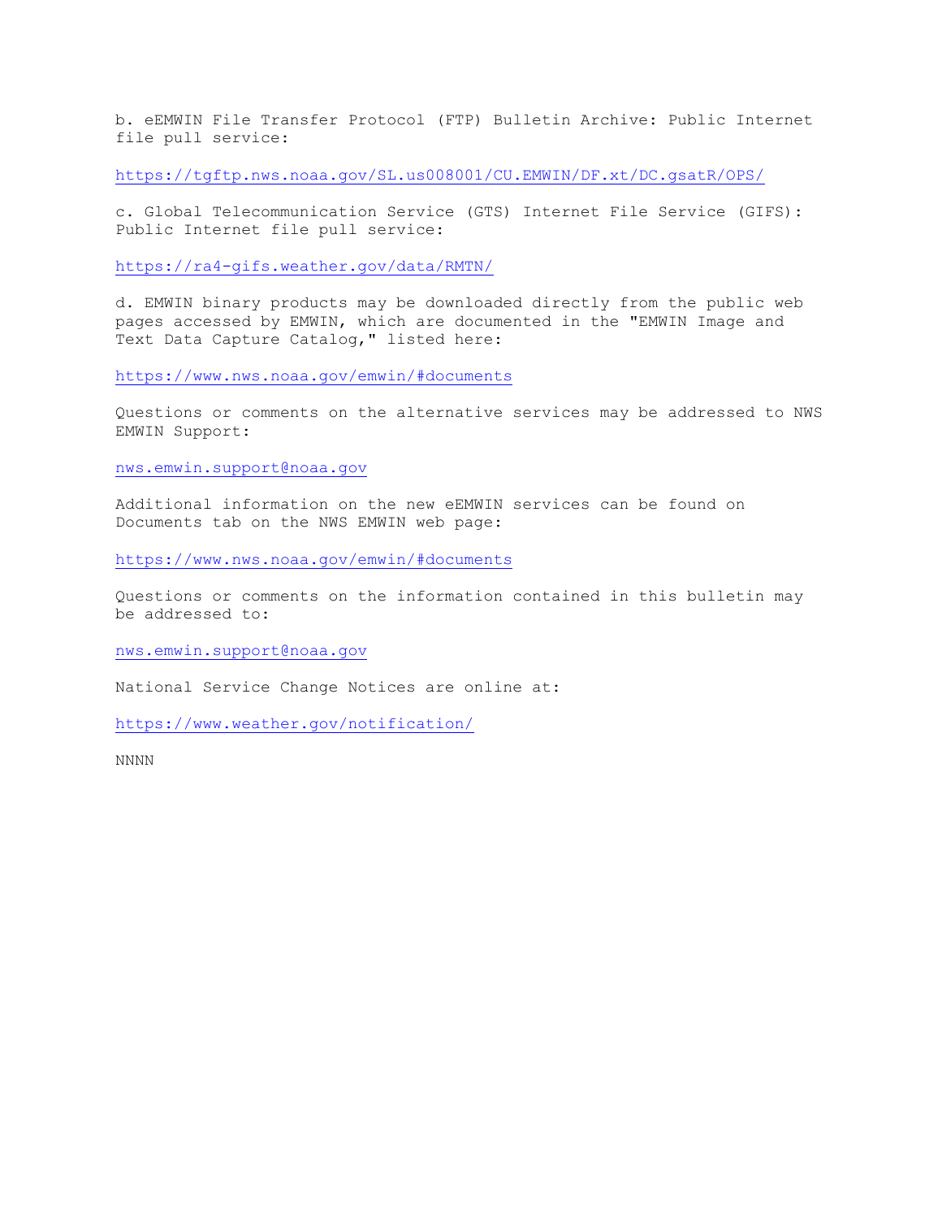b. eEMWIN File Transfer Protocol (FTP) Bulletin Archive: Public Internet file pull service:

https://tgftp.nws.noaa.gov/SL.us008001/CU.EMWIN/DF.xt/DC.gsatR/OPS/

c. Global Telecommunication Service (GTS) Internet File Service (GIFS): Public Internet file pull service:

https://ra4-gifs.weather.gov/data/RMTN/

d. EMWIN binary products may be downloaded directly from the public web pages accessed by EMWIN, which are documented in the "EMWIN Image and Text Data Capture Catalog," listed here:

https://www.nws.noaa.gov/emwin/#documents

Questions or comments on the alternative services may be addressed to NWS EMWIN Support:

nws.emwin.support@noaa.gov

Additional information on the new eEMWIN services can be found on Documents tab on the NWS EMWIN web page:

https://www.nws.noaa.gov/emwin/#documents

Questions or comments on the information contained in this bulletin may be addressed to:

nws.emwin.support@noaa.gov

National Service Change Notices are online at:

https://www.weather.gov/notification/

NNNN